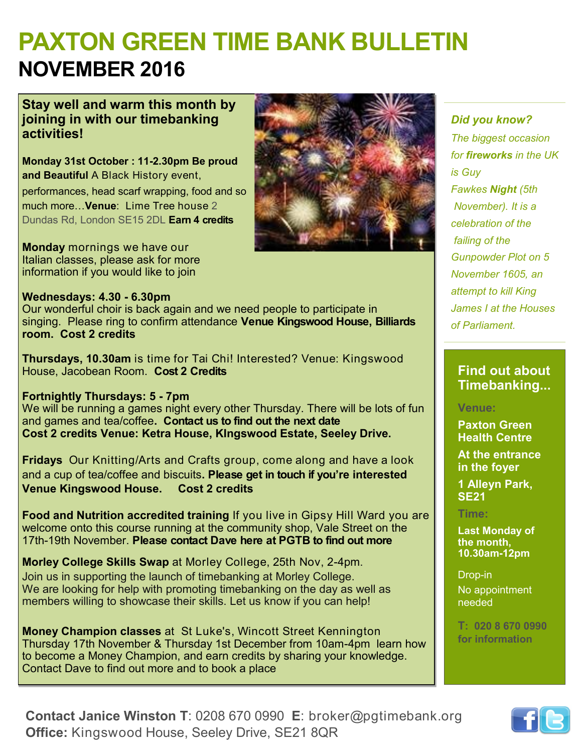# PAXTON GREEN TIME BANK BULLETIN

## NOVEMBER 2016

### Stay well and warm this month by joining in with our timebanking activities!

**Monday 31st October : 11-2.30pm Be proud and Beautiful** A Black History event, performances, head scarf wrapping, food and so much more…**Venue**: Lime Tree house 2 Dundas Rd, London SE15 2DL **Earn 4 credits**

**Monday** mornings we have our Italian classes, please ask for more information if you would like to join

**Wednesdays: 4.30 - 6.30pm**
Our wonderful choir is back again and we need people to participate in singing. Please ring to confirm attendance **Venue Kingswood House, Billiards room. Cost 2 credits**

**Thursdays, 10.30am** is time for Tai Chi! Interested? Venue: Kingswood House, Jacobean Room. **Cost 2 Credits**

**Fortnightly Thursdays: 5 - 7pm**
We will be running a games night every other Thursday. There will be lots of fun and games and tea/coffee**. Contact us to find out the next date**
**Cost 2 credits Venue: Ketra House, KIngswood Estate, Seeley Drive.**

**Fridays** Our Knitting/Arts and Crafts group, come along and have a look and a cup of tea/coffee and biscuits**. Please get in touch if you're interested Venue Kingswood House. Cost 2 credits**

**Food and Nutrition accredited training** If you live in Gipsy Hill Ward you are welcome onto this course running at the community shop, Vale Street on the 17th-19th November. **Please contact Dave here at PGTB to find out more**

**Morley College Skills Swap** at Morley College, 25th Nov, 2-4pm.
Join us in supporting the launch of timebanking at Morley College.
We are looking for help with promoting timebanking on the day as well as members willing to showcase their skills. Let us know if you can help!

**Money Champion classes** at St Luke's, Wincott Street Kennington Thursday 17th November & Thursday 1st December from 10am-4pm learn how to become a Money Champion, and earn credits by sharing your knowledge. Contact Dave to find out more and to book a place

***Did you know?***

*The biggest occasion for **fireworks** in the UK is Guy Fawkes **Night** (5th November). It is a celebration of the failing of the Gunpowder Plot on 5 November 1605, an attempt to kill King James I at the Houses of Parliament.*

### Find out about Timebanking...

**Venue:**

**Paxton Green Health Centre**

**At the entrance in the foyer**

**1 Alleyn Park, SE21**

**Time:**

**Last Monday of the month, 10.30am-12pm**

Drop-in
No appointment needed

**T: 020 8 670 0990 for information**

**Contact Janice Winston T**: 0208 670 0990 **E**: broker@pgtimebank.org
**Office:** Kingswood House, Seeley Drive, SE21 8QR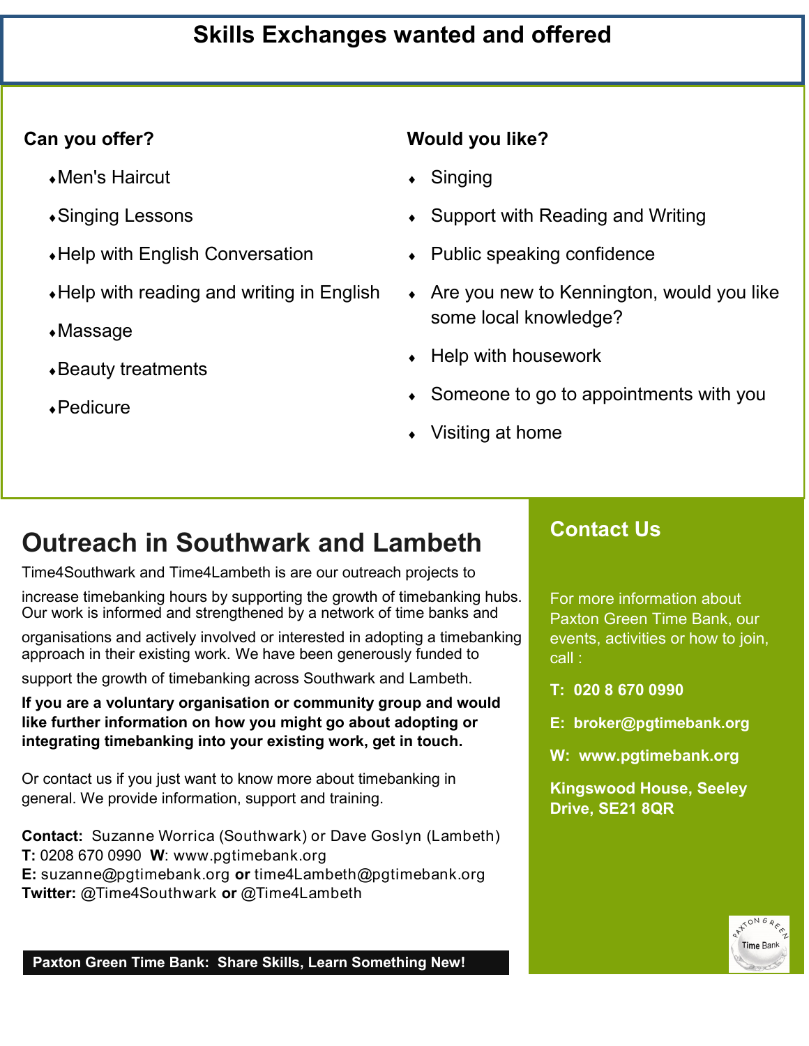# Skills Exchanges wanted and offered

## Can you offer?

- Men's Haircut
- Singing Lessons
- Help with English Conversation
- Help with reading and writing in English
- Massage
- Beauty treatments
- Pedicure

## Would you like?

- Singing
- Support with Reading and Writing
- Public speaking confidence
- Are you new to Kennington, would you like some local knowledge?
- Help with housework
- Someone to go to appointments with you
- Visiting at home

# Outreach in Southwark and Lambeth

Time4Southwark and Time4Lambeth is are our outreach projects to increase timebanking hours by supporting the growth of timebanking hubs. Our work is informed and strengthened by a network of time banks and organisations and actively involved or interested in adopting a timebanking approach in their existing work. We have been generously funded to support the growth of timebanking across Southwark and Lambeth.

**If you are a voluntary organisation or community group and would like further information on how you might go about adopting or integrating timebanking into your existing work, get in touch.**

Or contact us if you just want to know more about timebanking in general. We provide information, support and training.

**Contact:** Suzanne Worrica (Southwark) or Dave Goslyn (Lambeth)
**T:** 0208 670 0990 **W**: www.pgtimebank.org
**E:** suzanne@pgtimebank.org **or** time4Lambeth@pgtimebank.org
**Twitter:** @Time4Southwark **or** @Time4Lambeth

**Paxton Green Time Bank: Share Skills, Learn Something New!**

## Contact Us

For more information about Paxton Green Time Bank, our events, activities or how to join, call :

**T: 020 8 670 0990**

**E: broker@pgtimebank.org**

**W: www.pgtimebank.org**

**Kingswood House, Seeley Drive, SE21 8QR**

Paxton Green Time Bank